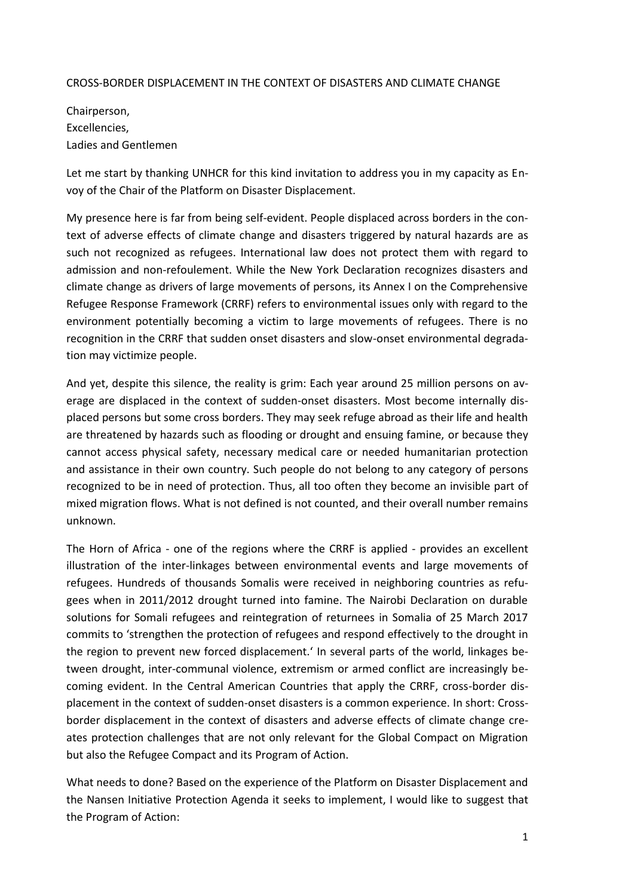CROSS-BORDER DISPLACEMENT IN THE CONTEXT OF DISASTERS AND CLIMATE CHANGE

Chairperson,
Excellencies,
Ladies and Gentlemen

Let me start by thanking UNHCR for this kind invitation to address you in my capacity as Envoy of the Chair of the Platform on Disaster Displacement.

My presence here is far from being self-evident. People displaced across borders in the context of adverse effects of climate change and disasters triggered by natural hazards are as such not recognized as refugees. International law does not protect them with regard to admission and non-refoulement. While the New York Declaration recognizes disasters and climate change as drivers of large movements of persons, its Annex I on the Comprehensive Refugee Response Framework (CRRF) refers to environmental issues only with regard to the environment potentially becoming a victim to large movements of refugees. There is no recognition in the CRRF that sudden onset disasters and slow-onset environmental degradation may victimize people.

And yet, despite this silence, the reality is grim: Each year around 25 million persons on average are displaced in the context of sudden-onset disasters. Most become internally displaced persons but some cross borders. They may seek refuge abroad as their life and health are threatened by hazards such as flooding or drought and ensuing famine, or because they cannot access physical safety, necessary medical care or needed humanitarian protection and assistance in their own country. Such people do not belong to any category of persons recognized to be in need of protection. Thus, all too often they become an invisible part of mixed migration flows. What is not defined is not counted, and their overall number remains unknown.

The Horn of Africa - one of the regions where the CRRF is applied - provides an excellent illustration of the inter-linkages between environmental events and large movements of refugees. Hundreds of thousands Somalis were received in neighboring countries as refugees when in 2011/2012 drought turned into famine. The Nairobi Declaration on durable solutions for Somali refugees and reintegration of returnees in Somalia of 25 March 2017 commits to 'strengthen the protection of refugees and respond effectively to the drought in the region to prevent new forced displacement.' In several parts of the world, linkages between drought, inter-communal violence, extremism or armed conflict are increasingly becoming evident. In the Central American Countries that apply the CRRF, cross-border displacement in the context of sudden-onset disasters is a common experience. In short: Cross-border displacement in the context of disasters and adverse effects of climate change creates protection challenges that are not only relevant for the Global Compact on Migration but also the Refugee Compact and its Program of Action.

What needs to done? Based on the experience of the Platform on Disaster Displacement and the Nansen Initiative Protection Agenda it seeks to implement, I would like to suggest that the Program of Action: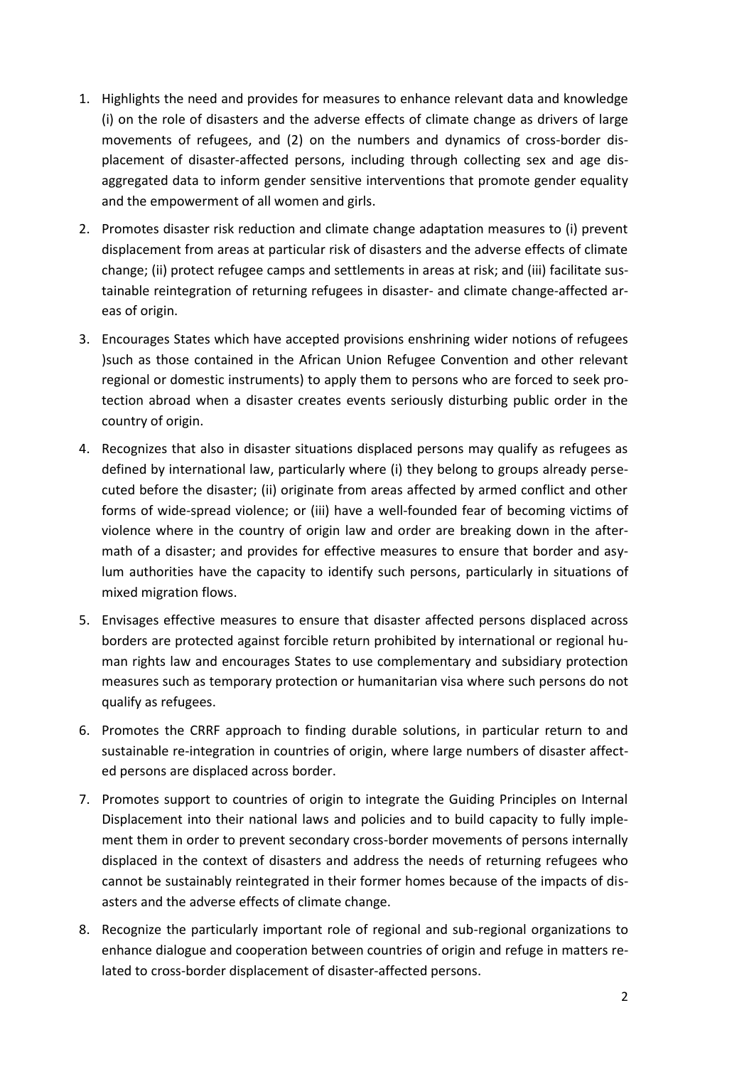1. Highlights the need and provides for measures to enhance relevant data and knowledge (i) on the role of disasters and the adverse effects of climate change as drivers of large movements of refugees, and (2) on the numbers and dynamics of cross-border displacement of disaster-affected persons, including through collecting sex and age disaggregated data to inform gender sensitive interventions that promote gender equality and the empowerment of all women and girls.

2. Promotes disaster risk reduction and climate change adaptation measures to (i) prevent displacement from areas at particular risk of disasters and the adverse effects of climate change; (ii) protect refugee camps and settlements in areas at risk; and (iii) facilitate sustainable reintegration of returning refugees in disaster- and climate change-affected areas of origin.

3. Encourages States which have accepted provisions enshrining wider notions of refugees )such as those contained in the African Union Refugee Convention and other relevant regional or domestic instruments) to apply them to persons who are forced to seek protection abroad when a disaster creates events seriously disturbing public order in the country of origin.

4. Recognizes that also in disaster situations displaced persons may qualify as refugees as defined by international law, particularly where (i) they belong to groups already persecuted before the disaster; (ii) originate from areas affected by armed conflict and other forms of wide-spread violence; or (iii) have a well-founded fear of becoming victims of violence where in the country of origin law and order are breaking down in the aftermath of a disaster; and provides for effective measures to ensure that border and asylum authorities have the capacity to identify such persons, particularly in situations of mixed migration flows.

5. Envisages effective measures to ensure that disaster affected persons displaced across borders are protected against forcible return prohibited by international or regional human rights law and encourages States to use complementary and subsidiary protection measures such as temporary protection or humanitarian visa where such persons do not qualify as refugees.

6. Promotes the CRRF approach to finding durable solutions, in particular return to and sustainable re-integration in countries of origin, where large numbers of disaster affected persons are displaced across border.

7. Promotes support to countries of origin to integrate the Guiding Principles on Internal Displacement into their national laws and policies and to build capacity to fully implement them in order to prevent secondary cross-border movements of persons internally displaced in the context of disasters and address the needs of returning refugees who cannot be sustainably reintegrated in their former homes because of the impacts of disasters and the adverse effects of climate change.

8. Recognize the particularly important role of regional and sub-regional organizations to enhance dialogue and cooperation between countries of origin and refuge in matters related to cross-border displacement of disaster-affected persons.